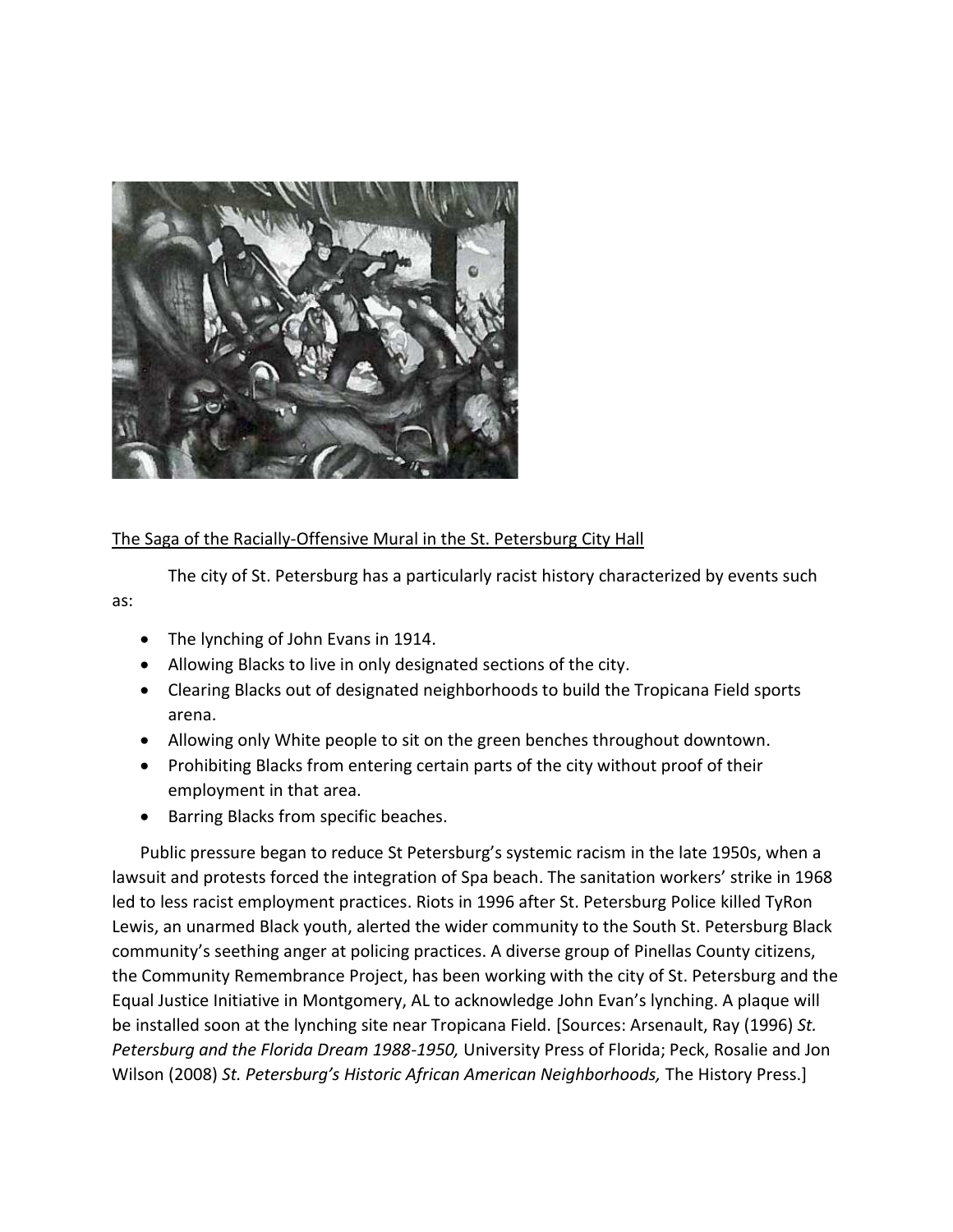The Saga of the Racially-Offensive Mural in the St. Petersburg City Hall

The city of St. Petersburg has a particularly racist history characterized by events such as:

- The lynching of John Evans in 1914.
- Allowing Blacks to live in only designated sections of the city.
- Clearing Blacks out of designated neighborhoods to build the Tropicana Field sports arena.
- Allowing only White people to sit on the green benches throughout downtown.
- Prohibiting Blacks from entering certain parts of the city without proof of their employment in that area.
- Barring Blacks from specific beaches.

Public pressure began to reduce St Petersburg's systemic racism in the late 1950s, when a lawsuit and protests forced the integration of Spa beach. The sanitation workers' strike in 1968 led to less racist employment practices. Riots in 1996 after St. Petersburg Police killed TyRon Lewis, an unarmed Black youth, alerted the wider community to the South St. Petersburg Black community's seething anger at policing practices. A diverse group of Pinellas County citizens, the Community Remembrance Project, has been working with the city of St. Petersburg and the Equal Justice Initiative in Montgomery, AL to acknowledge John Evan's lynching. A plaque will be installed soon at the lynching site near Tropicana Field. [Sources: Arsenault, Ray (1996) *St. Petersburg and the Florida Dream 1988-1950,* University Press of Florida; Peck, Rosalie and Jon Wilson (2008) *St. Petersburg's Historic African American Neighborhoods,* The History Press.]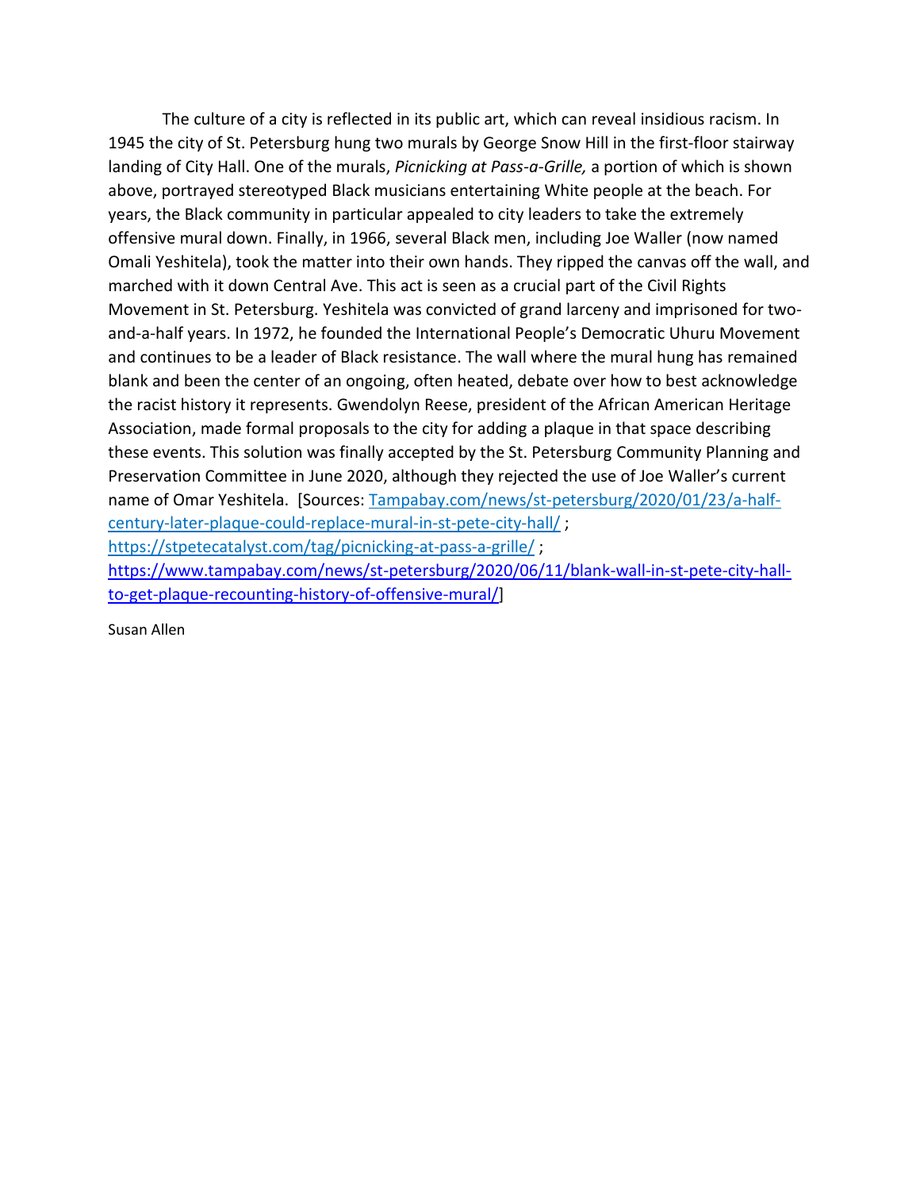The culture of a city is reflected in its public art, which can reveal insidious racism. In 1945 the city of St. Petersburg hung two murals by George Snow Hill in the first-floor stairway landing of City Hall. One of the murals, *Picnicking at Pass-a-Grille,* a portion of which is shown above, portrayed stereotyped Black musicians entertaining White people at the beach. For years, the Black community in particular appealed to city leaders to take the extremely offensive mural down. Finally, in 1966, several Black men, including Joe Waller (now named Omali Yeshitela), took the matter into their own hands. They ripped the canvas off the wall, and marched with it down Central Ave. This act is seen as a crucial part of the Civil Rights Movement in St. Petersburg. Yeshitela was convicted of grand larceny and imprisoned for two-and-a-half years. In 1972, he founded the International People's Democratic Uhuru Movement and continues to be a leader of Black resistance. The wall where the mural hung has remained blank and been the center of an ongoing, often heated, debate over how to best acknowledge the racist history it represents. Gwendolyn Reese, president of the African American Heritage Association, made formal proposals to the city for adding a plaque in that space describing these events. This solution was finally accepted by the St. Petersburg Community Planning and Preservation Committee in June 2020, although they rejected the use of Joe Waller's current name of Omar Yeshitela. [Sources: [Tampabay.com/news/st-petersburg/2020/01/23/a-half-century-later-plaque-could-replace-mural-in-st-pete-city-hall/](Tampabay.com/news/st-petersburg/2020/01/23/a-half-century-later-plaque-could-replace-mural-in-st-pete-city-hall/) ; [https://stpetecatalyst.com/tag/picnicking-at-pass-a-grille/](https://stpetecatalyst.com/tag/picnicking-at-pass-a-grille/) ; [https://www.tampabay.com/news/st-petersburg/2020/06/11/blank-wall-in-st-pete-city-hall-to-get-plaque-recounting-history-of-offensive-mural/](https://www.tampabay.com/news/st-petersburg/2020/06/11/blank-wall-in-st-pete-city-hall-to-get-plaque-recounting-history-of-offensive-mural/)]

Susan Allen